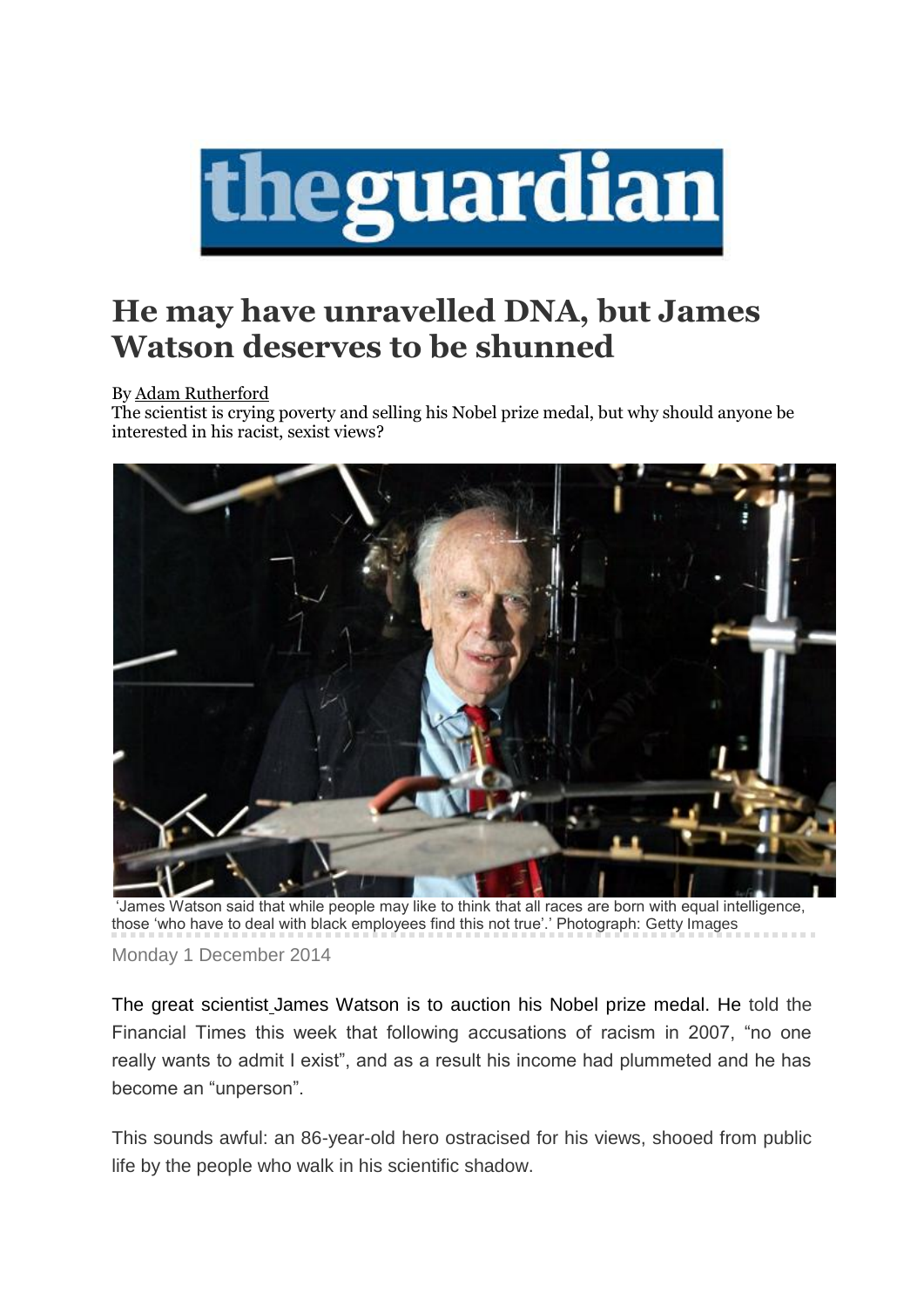theguardian

# He may have unravelled DNA, but James Watson deserves to be shunned

By Adam Rutherford

The scientist is crying poverty and selling his Nobel prize medal, but why should anyone be interested in his racist, sexist views?

'James Watson said that while people may like to think that all races are born with equal intelligence, those 'who have to deal with black employees find this not true'.' Photograph: Getty Images

Monday 1 December 2014

The great scientist James Watson is to auction his Nobel prize medal. He told the Financial Times this week that following accusations of racism in 2007, "no one really wants to admit I exist", and as a result his income had plummeted and he has become an "unperson".

This sounds awful: an 86-year-old hero ostracised for his views, shooed from public life by the people who walk in his scientific shadow.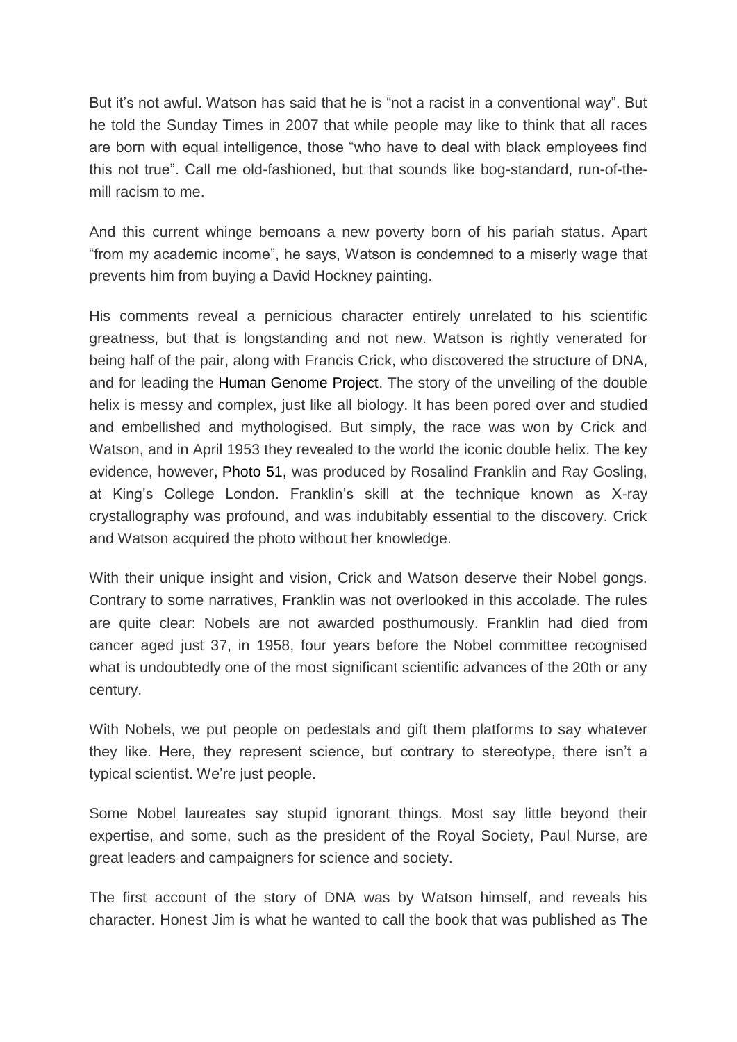But it's not awful. Watson has said that he is "not a racist in a conventional way". But he told the Sunday Times in 2007 that while people may like to think that all races are born with equal intelligence, those "who have to deal with black employees find this not true". Call me old-fashioned, but that sounds like bog-standard, run-of-the-mill racism to me.

And this current whinge bemoans a new poverty born of his pariah status. Apart "from my academic income", he says, Watson is condemned to a miserly wage that prevents him from buying a David Hockney painting.

His comments reveal a pernicious character entirely unrelated to his scientific greatness, but that is longstanding and not new. Watson is rightly venerated for being half of the pair, along with Francis Crick, who discovered the structure of DNA, and for leading the Human Genome Project. The story of the unveiling of the double helix is messy and complex, just like all biology. It has been pored over and studied and embellished and mythologised. But simply, the race was won by Crick and Watson, and in April 1953 they revealed to the world the iconic double helix. The key evidence, however, Photo 51, was produced by Rosalind Franklin and Ray Gosling, at King's College London. Franklin's skill at the technique known as X-ray crystallography was profound, and was indubitably essential to the discovery. Crick and Watson acquired the photo without her knowledge.

With their unique insight and vision, Crick and Watson deserve their Nobel gongs. Contrary to some narratives, Franklin was not overlooked in this accolade. The rules are quite clear: Nobels are not awarded posthumously. Franklin had died from cancer aged just 37, in 1958, four years before the Nobel committee recognised what is undoubtedly one of the most significant scientific advances of the 20th or any century.

With Nobels, we put people on pedestals and gift them platforms to say whatever they like. Here, they represent science, but contrary to stereotype, there isn't a typical scientist. We're just people.

Some Nobel laureates say stupid ignorant things. Most say little beyond their expertise, and some, such as the president of the Royal Society, Paul Nurse, are great leaders and campaigners for science and society.

The first account of the story of DNA was by Watson himself, and reveals his character. Honest Jim is what he wanted to call the book that was published as The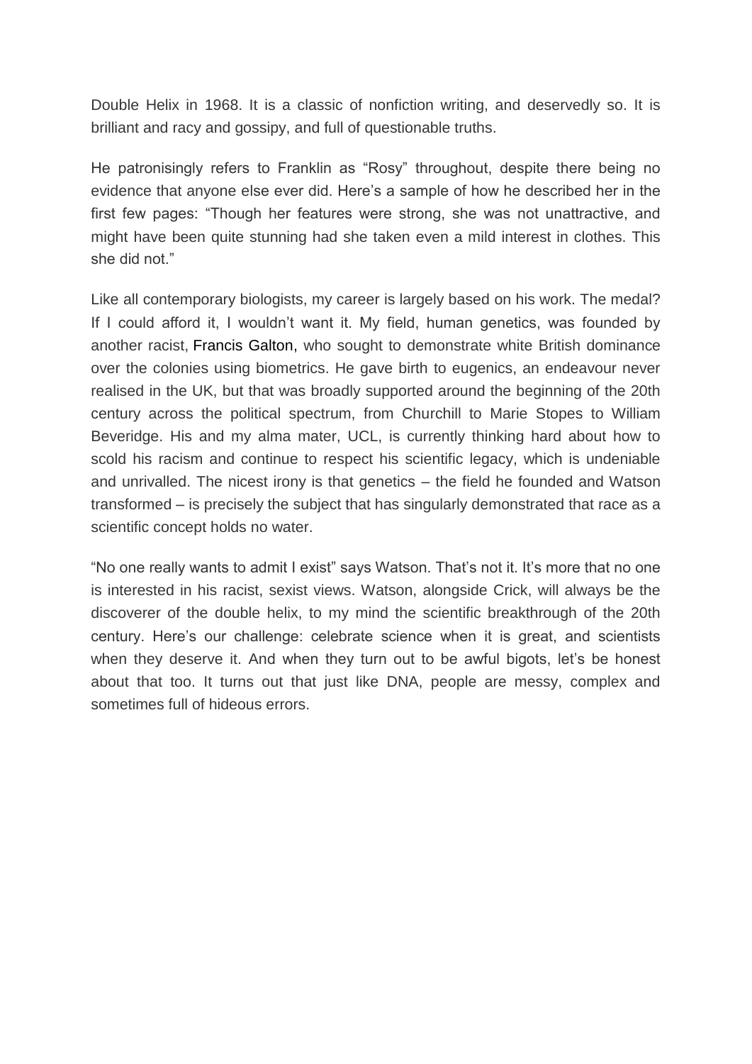Double Helix in 1968. It is a classic of nonfiction writing, and deservedly so. It is brilliant and racy and gossipy, and full of questionable truths.

He patronisingly refers to Franklin as "Rosy" throughout, despite there being no evidence that anyone else ever did. Here's a sample of how he described her in the first few pages: "Though her features were strong, she was not unattractive, and might have been quite stunning had she taken even a mild interest in clothes. This she did not."

Like all contemporary biologists, my career is largely based on his work. The medal? If I could afford it, I wouldn't want it. My field, human genetics, was founded by another racist, Francis Galton, who sought to demonstrate white British dominance over the colonies using biometrics. He gave birth to eugenics, an endeavour never realised in the UK, but that was broadly supported around the beginning of the 20th century across the political spectrum, from Churchill to Marie Stopes to William Beveridge. His and my alma mater, UCL, is currently thinking hard about how to scold his racism and continue to respect his scientific legacy, which is undeniable and unrivalled. The nicest irony is that genetics – the field he founded and Watson transformed – is precisely the subject that has singularly demonstrated that race as a scientific concept holds no water.

"No one really wants to admit I exist" says Watson. That's not it. It's more that no one is interested in his racist, sexist views. Watson, alongside Crick, will always be the discoverer of the double helix, to my mind the scientific breakthrough of the 20th century. Here's our challenge: celebrate science when it is great, and scientists when they deserve it. And when they turn out to be awful bigots, let's be honest about that too. It turns out that just like DNA, people are messy, complex and sometimes full of hideous errors.